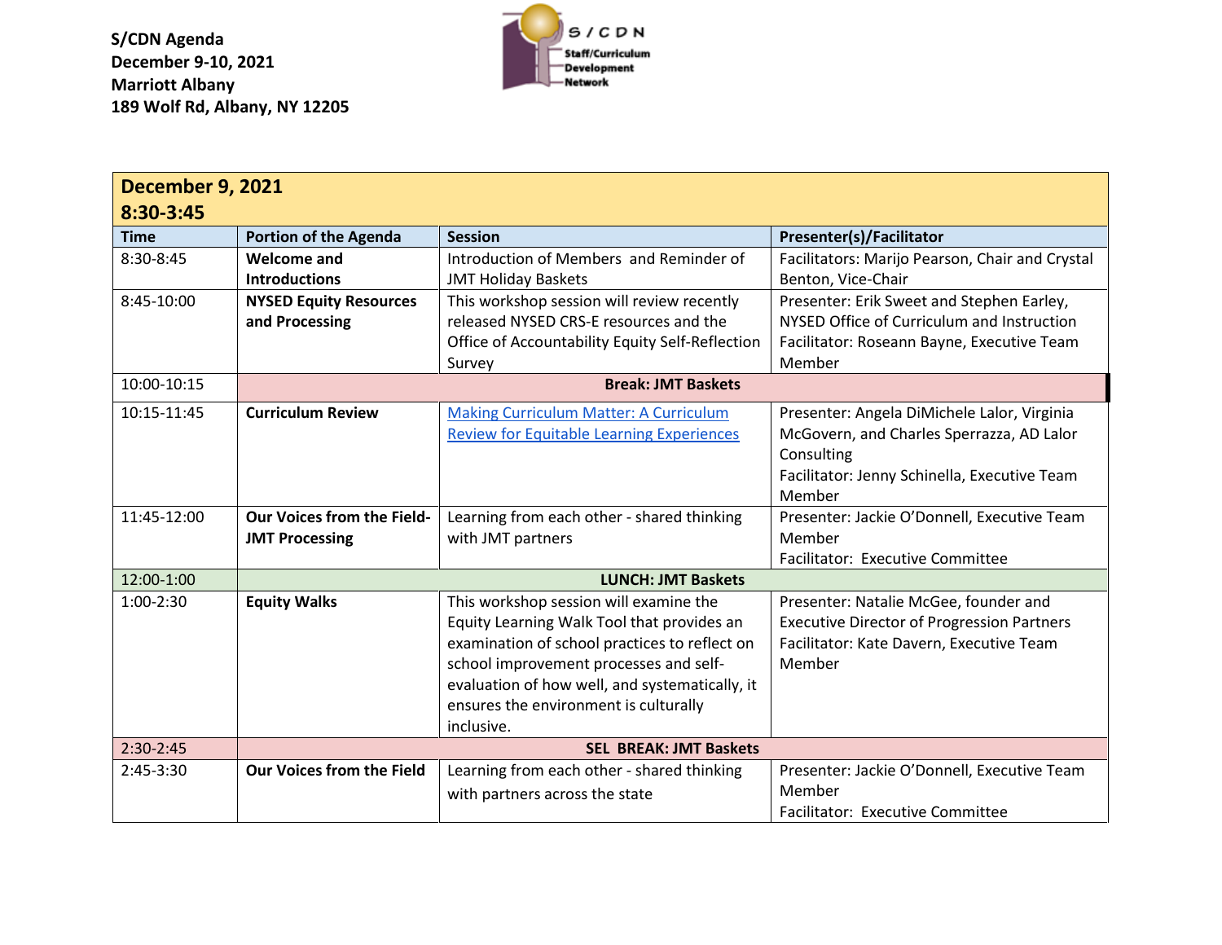**S/CDN Agenda**
**December 9-10, 2021**
**Marriott Albany**
**189 Wolf Rd, Albany, NY 12205**

S/CDN Staff/Curriculum Development Network

| **December 9, 2021 8:30-3:45** | | | |
|---|---|---|---|
| **Time** | **Portion of the Agenda** | **Session** | **Presenter(s)/Facilitator** |
| 8:30-8:45 | **Welcome and Introductions** | Introduction of Members and Reminder of JMT Holiday Baskets | Facilitators: Marijo Pearson, Chair and Crystal Benton, Vice-Chair |
| 8:45-10:00 | **NYSED Equity Resources and Processing** | This workshop session will review recently released NYSED CRS-E resources and the Office of Accountability Equity Self-Reflection Survey | Presenter: Erik Sweet and Stephen Earley, NYSED Office of Curriculum and Instruction Facilitator: Roseann Bayne, Executive Team Member |
| 10:00-10:15 | **Break: JMT Baskets** | | |
| 10:15-11:45 | **Curriculum Review** | Making Curriculum Matter: A Curriculum Review for Equitable Learning Experiences | Presenter: Angela DiMichele Lalor, Virginia McGovern, and Charles Sperrazza, AD Lalor Consulting Facilitator: Jenny Schinella, Executive Team Member |
| 11:45-12:00 | **Our Voices from the Field-JMT Processing** | Learning from each other - shared thinking with JMT partners | Presenter: Jackie O'Donnell, Executive Team Member Facilitator: Executive Committee |
| 12:00-1:00 | **LUNCH: JMT Baskets** | | |
| 1:00-2:30 | **Equity Walks** | This workshop session will examine the Equity Learning Walk Tool that provides an examination of school practices to reflect on school improvement processes and self-evaluation of how well, and systematically, it ensures the environment is culturally inclusive. | Presenter: Natalie McGee, founder and Executive Director of Progression Partners Facilitator: Kate Davern, Executive Team Member |
| 2:30-2:45 | **SEL BREAK: JMT Baskets** | | |
| 2:45-3:30 | **Our Voices from the Field** | Learning from each other - shared thinking with partners across the state | Presenter: Jackie O'Donnell, Executive Team Member Facilitator: Executive Committee |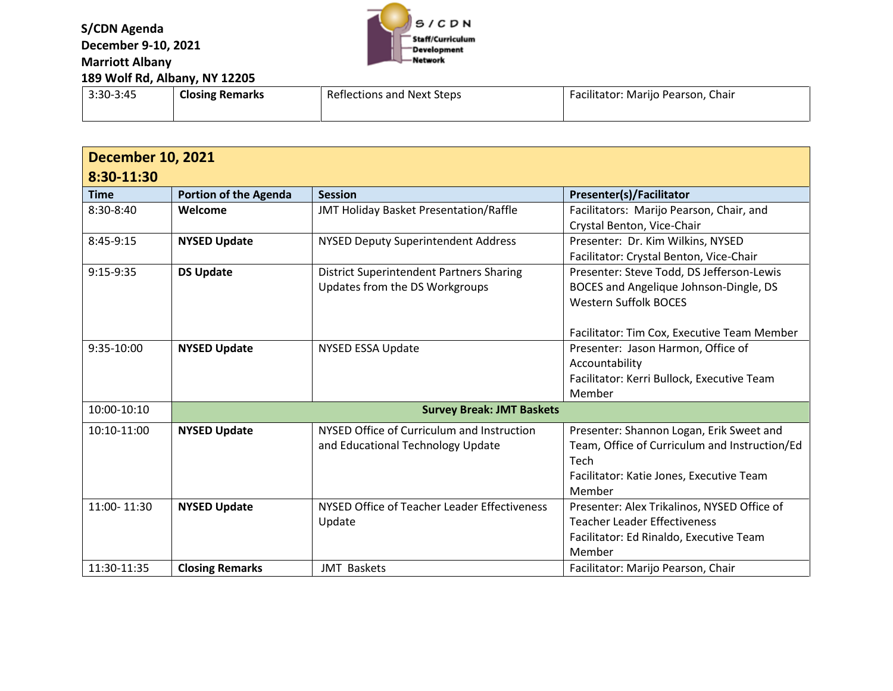**S/CDN Agenda**
**December 9-10, 2021**
**Marriott Albany**
**189 Wolf Rd, Albany, NY 12205**

S/CDN Staff/Curriculum Development Network

| | | | |
|---|---|---|---|
| 3:30-3:45 | **Closing Remarks** | Reflections and Next Steps | Facilitator: Marijo Pearson, Chair |

| **December 10, 2021 8:30-11:30** | | | |
|---|---|---|---|
| **Time** | **Portion of the Agenda** | **Session** | **Presenter(s)/Facilitator** |
| 8:30-8:40 | **Welcome** | JMT Holiday Basket Presentation/Raffle | Facilitators: Marijo Pearson, Chair, and Crystal Benton, Vice-Chair |
| 8:45-9:15 | **NYSED Update** | NYSED Deputy Superintendent Address | Presenter: Dr. Kim Wilkins, NYSED<br>Facilitator: Crystal Benton, Vice-Chair |
| 9:15-9:35 | **DS Update** | District Superintendent Partners Sharing Updates from the DS Workgroups | Presenter: Steve Todd, DS Jefferson-Lewis BOCES and Angelique Johnson-Dingle, DS Western Suffolk BOCES<br><br>Facilitator: Tim Cox, Executive Team Member |
| 9:35-10:00 | **NYSED Update** | NYSED ESSA Update | Presenter: Jason Harmon, Office of Accountability<br>Facilitator: Kerri Bullock, Executive Team Member |
| 10:00-10:10 | **Survey Break: JMT Baskets** | | |
| 10:10-11:00 | **NYSED Update** | NYSED Office of Curriculum and Instruction and Educational Technology Update | Presenter: Shannon Logan, Erik Sweet and Team, Office of Curriculum and Instruction/Ed Tech<br>Facilitator: Katie Jones, Executive Team Member |
| 11:00- 11:30 | **NYSED Update** | NYSED Office of Teacher Leader Effectiveness Update | Presenter: Alex Trikalinos, NYSED Office of Teacher Leader Effectiveness<br>Facilitator: Ed Rinaldo, Executive Team Member |
| 11:30-11:35 | **Closing Remarks** | JMT Baskets | Facilitator: Marijo Pearson, Chair |